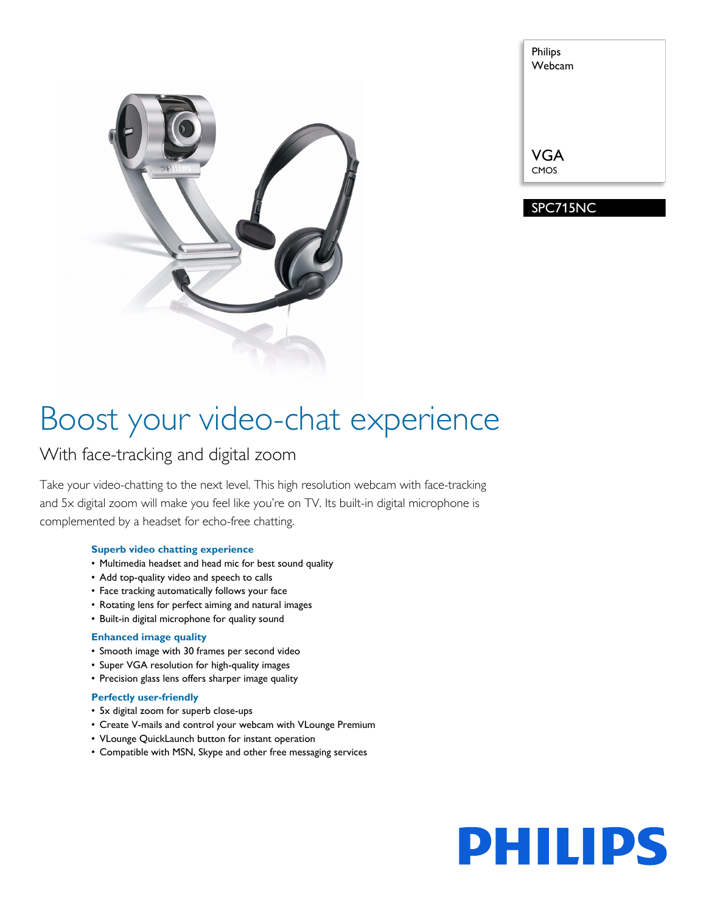Philips
Webcam

VGA
CMOS

SPC715NC

# Boost your video-chat experience

## With face-tracking and digital zoom

Take your video-chatting to the next level. This high resolution webcam with face-tracking and 5x digital zoom will make you feel like you're on TV. Its built-in digital microphone is complemented by a headset for echo-free chatting.

### Superb video chatting experience

- Multimedia headset and head mic for best sound quality
- Add top-quality video and speech to calls
- Face tracking automatically follows your face
- Rotating lens for perfect aiming and natural images
- Built-in digital microphone for quality sound

### Enhanced image quality

- Smooth image with 30 frames per second video
- Super VGA resolution for high-quality images
- Precision glass lens offers sharper image quality

### Perfectly user-friendly

- 5x digital zoom for superb close-ups
- Create V-mails and control your webcam with VLounge Premium
- VLounge QuickLaunch button for instant operation
- Compatible with MSN, Skype and other free messaging services

PHILIPS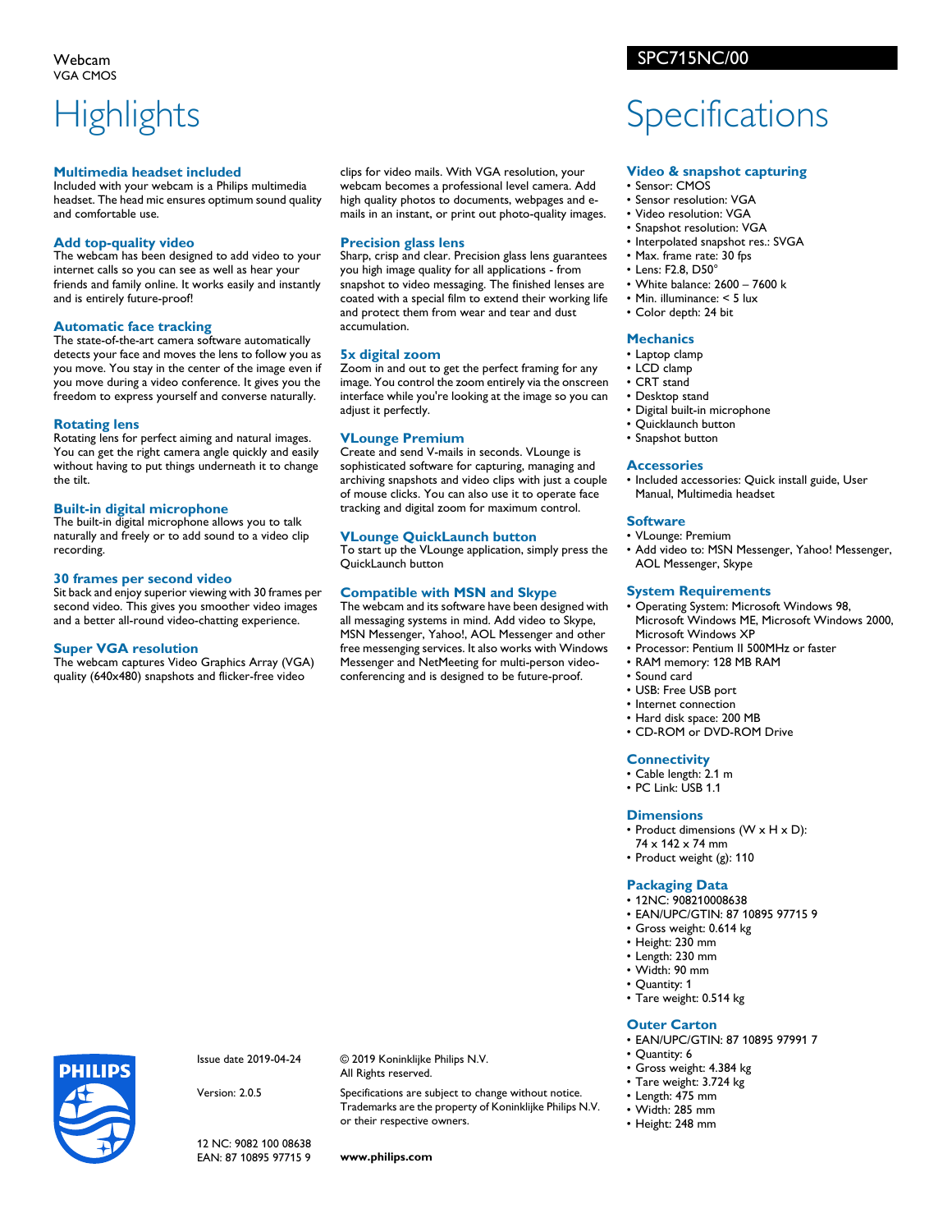Webcam
VGA CMOS

SPC715NC/00

# Highlights

### Multimedia headset included
Included with your webcam is a Philips multimedia headset. The head mic ensures optimum sound quality and comfortable use.

### Add top-quality video
The webcam has been designed to add video to your internet calls so you can see as well as hear your friends and family online. It works easily and instantly and is entirely future-proof!

### Automatic face tracking
The state-of-the-art camera software automatically detects your face and moves the lens to follow you as you move. You stay in the center of the image even if you move during a video conference. It gives you the freedom to express yourself and converse naturally.

### Rotating lens
Rotating lens for perfect aiming and natural images. You can get the right camera angle quickly and easily without having to put things underneath it to change the tilt.

### Built-in digital microphone
The built-in digital microphone allows you to talk naturally and freely or to add sound to a video clip recording.

### 30 frames per second video
Sit back and enjoy superior viewing with 30 frames per second video. This gives you smoother video images and a better all-round video-chatting experience.

### Super VGA resolution
The webcam captures Video Graphics Array (VGA) quality (640x480) snapshots and flicker-free video clips for video mails. With VGA resolution, your webcam becomes a professional level camera. Add high quality photos to documents, webpages and e-mails in an instant, or print out photo-quality images.

### Precision glass lens
Sharp, crisp and clear. Precision glass lens guarantees you high image quality for all applications - from snapshot to video messaging. The finished lenses are coated with a special film to extend their working life and protect them from wear and tear and dust accumulation.

### 5x digital zoom
Zoom in and out to get the perfect framing for any image. You control the zoom entirely via the onscreen interface while you're looking at the image so you can adjust it perfectly.

### VLounge Premium
Create and send V-mails in seconds. VLounge is sophisticated software for capturing, managing and archiving snapshots and video clips with just a couple of mouse clicks. You can also use it to operate face tracking and digital zoom for maximum control.

### VLounge QuickLaunch button
To start up the VLounge application, simply press the QuickLaunch button

### Compatible with MSN and Skype
The webcam and its software have been designed with all messaging systems in mind. Add video to Skype, MSN Messenger, Yahoo!, AOL Messenger and other free messenging services. It also works with Windows Messenger and NetMeeting for multi-person video-conferencing and is designed to be future-proof.

# Specifications

### Video & snapshot capturing
- Sensor: CMOS
- Sensor resolution: VGA
- Video resolution: VGA
- Snapshot resolution: VGA
- Interpolated snapshot res.: SVGA
- Max. frame rate: 30 fps
- Lens: F2.8, D50°
- White balance: 2600 – 7600 k
- Min. illuminance: < 5 lux
- Color depth: 24 bit

### Mechanics
- Laptop clamp
- LCD clamp
- CRT stand
- Desktop stand
- Digital built-in microphone
- Quicklaunch button
- Snapshot button

### Accessories
- Included accessories: Quick install guide, User Manual, Multimedia headset

### Software
- VLounge: Premium
- Add video to: MSN Messenger, Yahoo! Messenger, AOL Messenger, Skype

### System Requirements
- Operating System: Microsoft Windows 98, Microsoft Windows ME, Microsoft Windows 2000, Microsoft Windows XP
- Processor: Pentium II 500MHz or faster
- RAM memory: 128 MB RAM
- Sound card
- USB: Free USB port
- Internet connection
- Hard disk space: 200 MB
- CD-ROM or DVD-ROM Drive

### Connectivity
- Cable length: 2.1 m
- PC Link: USB 1.1

### Dimensions
- Product dimensions (W x H x D): 74 x 142 x 74 mm
- Product weight (g): 110

### Packaging Data
- 12NC: 908210008638
- EAN/UPC/GTIN: 87 10895 97715 9
- Gross weight: 0.614 kg
- Height: 230 mm
- Length: 230 mm
- Width: 90 mm
- Quantity: 1
- Tare weight: 0.514 kg

### Outer Carton
- EAN/UPC/GTIN: 87 10895 97991 7
- Quantity: 6
- Gross weight: 4.384 kg
- Tare weight: 3.724 kg
- Length: 475 mm
- Width: 285 mm
- Height: 248 mm

Issue date 2019-04-24

Version: 2.0.5

12 NC: 9082 100 08638
EAN: 87 10895 97715 9

© 2019 Koninklijke Philips N.V.
All Rights reserved.

Specifications are subject to change without notice. Trademarks are the property of Koninklijke Philips N.V. or their respective owners.

**www.philips.com**